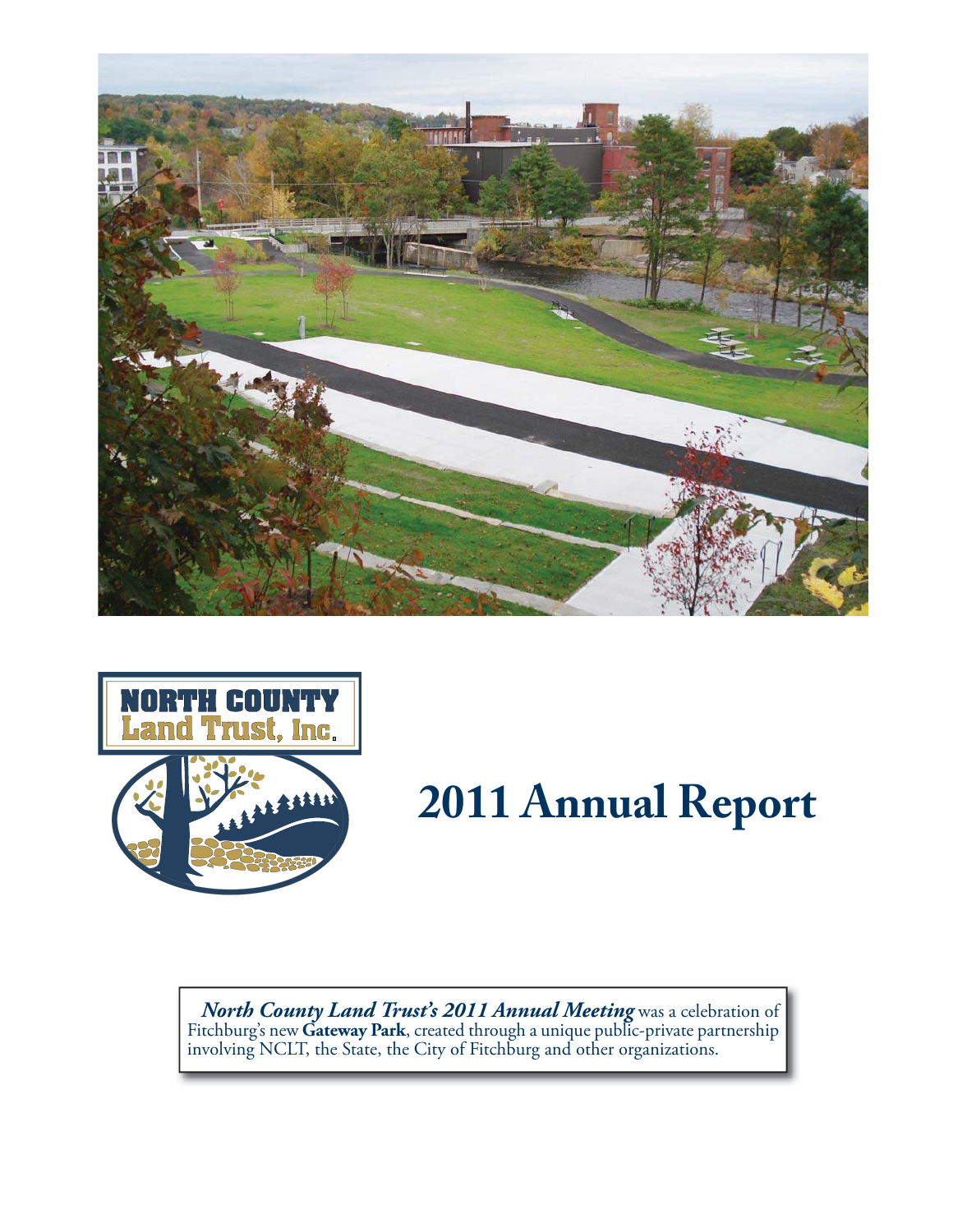NORTH COUNTY
Land Trust, Inc.

# 2011 Annual Report

***North County Land Trust's 2011 Annual Meeting*** was a celebration of Fitchburg's new **Gateway Park**, created through a unique public-private partnership involving NCLT, the State, the City of Fitchburg and other organizations.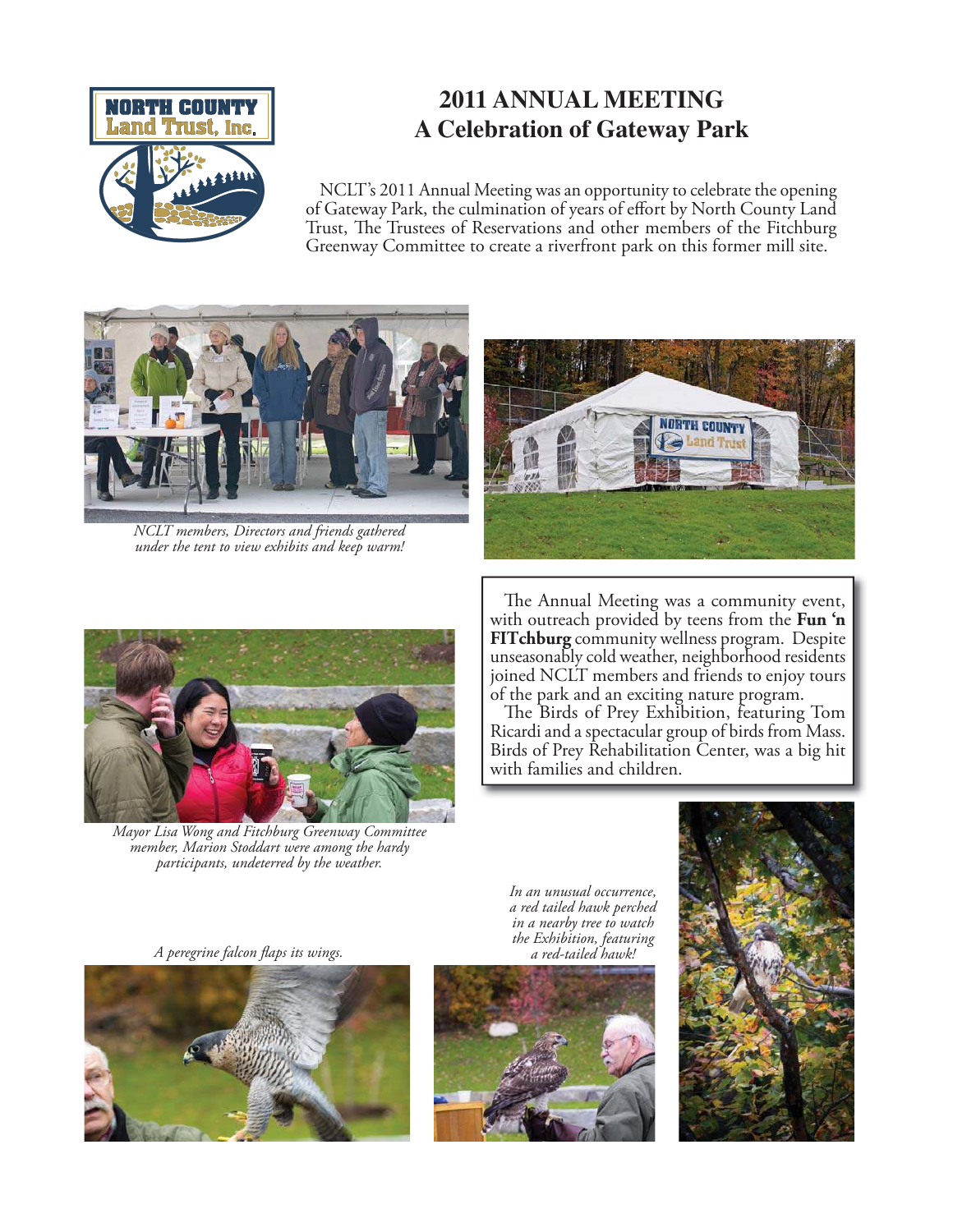# 2011 ANNUAL MEETING
## A Celebration of Gateway Park

NCLT's 2011 Annual Meeting was an opportunity to celebrate the opening of Gateway Park, the culmination of years of effort by North County Land Trust, The Trustees of Reservations and other members of the Fitchburg Greenway Committee to create a riverfront park on this former mill site.

*NCLT members, Directors and friends gathered under the tent to view exhibits and keep warm!*

The Annual Meeting was a community event, with outreach provided by teens from the **Fun 'n FITchburg** community wellness program. Despite unseasonably cold weather, neighborhood residents joined NCLT members and friends to enjoy tours of the park and an exciting nature program.

The Birds of Prey Exhibition, featuring Tom Ricardi and a spectacular group of birds from Mass. Birds of Prey Rehabilitation Center, was a big hit with families and children.

*Mayor Lisa Wong and Fitchburg Greenway Committee member, Marion Stoddart were among the hardy participants, undeterred by the weather.*

*A peregrine falcon flaps its wings.*

*In an unusual occurrence, a red tailed hawk perched in a nearby tree to watch the Exhibition, featuring a red-tailed hawk!*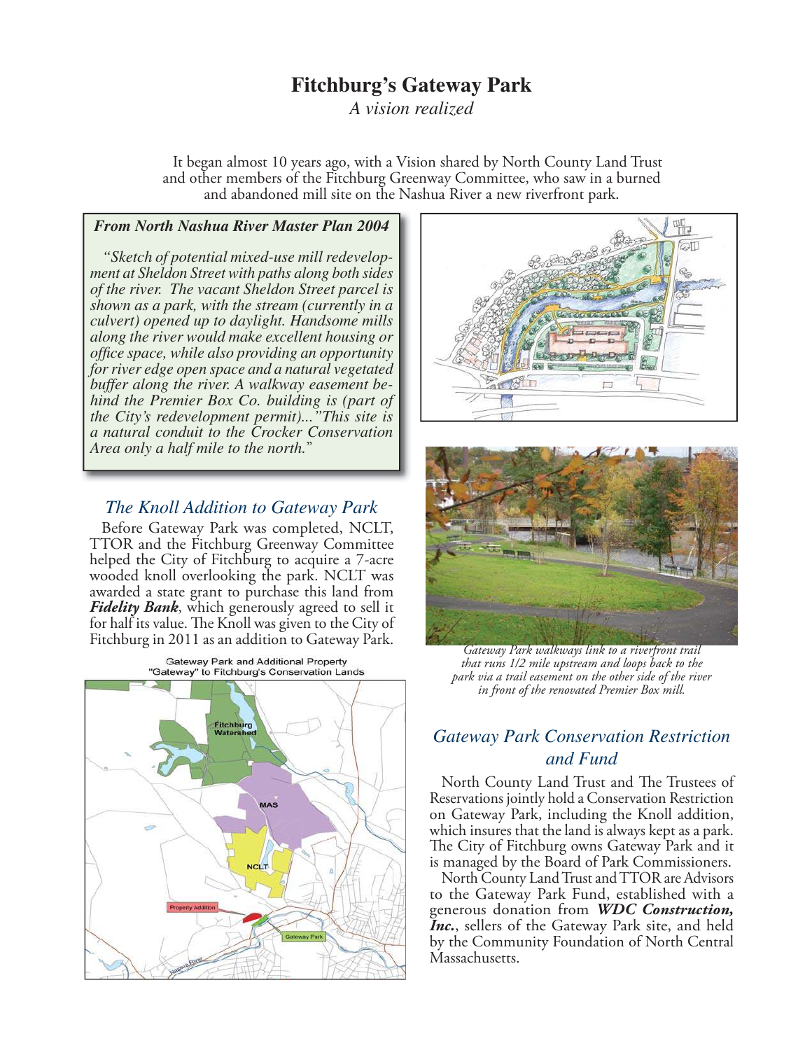# Fitchburg's Gateway Park

*A vision realized*

It began almost 10 years ago, with a Vision shared by North County Land Trust and other members of the Fitchburg Greenway Committee, who saw in a burned and abandoned mill site on the Nashua River a new riverfront park.

***From North Nashua River Master Plan 2004***

*"Sketch of potential mixed-use mill redevelopment at Sheldon Street with paths along both sides of the river. The vacant Sheldon Street parcel is shown as a park, with the stream (currently in a culvert) opened up to daylight. Handsome mills along the river would make excellent housing or office space, while also providing an opportunity for river edge open space and a natural vegetated buffer along the river. A walkway easement behind the Premier Box Co. building is (part of the City's redevelopment permit)..."This site is a natural conduit to the Crocker Conservation Area only a half mile to the north."*

## *The Knoll Addition to Gateway Park*

Before Gateway Park was completed, NCLT, TTOR and the Fitchburg Greenway Committee helped the City of Fitchburg to acquire a 7-acre wooded knoll overlooking the park. NCLT was awarded a state grant to purchase this land from ***Fidelity Bank***, which generously agreed to sell it for half its value. The Knoll was given to the City of Fitchburg in 2011 as an addition to Gateway Park.

Gateway Park and Additional Property
"Gateway" to Fitchburg's Conservation Lands

*Gateway Park walkways link to a riverfront trail that runs 1/2 mile upstream and loops back to the park via a trail easement on the other side of the river in front of the renovated Premier Box mill.*

## *Gateway Park Conservation Restriction and Fund*

North County Land Trust and The Trustees of Reservations jointly hold a Conservation Restriction on Gateway Park, including the Knoll addition, which insures that the land is always kept as a park. The City of Fitchburg owns Gateway Park and it is managed by the Board of Park Commissioners.

North County Land Trust and TTOR are Advisors to the Gateway Park Fund, established with a generous donation from ***WDC Construction, Inc.***, sellers of the Gateway Park site, and held by the Community Foundation of North Central Massachusetts.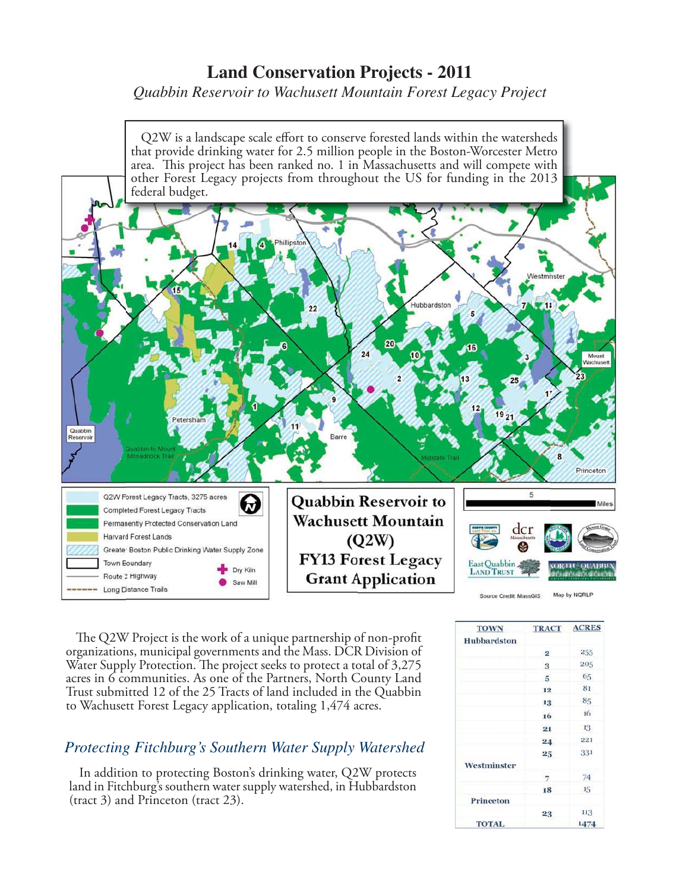# Land Conservation Projects - 2011

*Quabbin Reservoir to Wachusett Mountain Forest Legacy Project*

Q2W is a landscape scale effort to conserve forested lands within the watersheds that provide drinking water for 2.5 million people in the Boston-Worcester Metro area. This project has been ranked no. 1 in Massachusetts and will compete with other Forest Legacy projects from throughout the US for funding in the 2013 federal budget.

**Quabbin Reservoir to Wachusett Mountain (Q2W) FY13 Forest Legacy Grant Application**

- Q2W Forest Legacy Tracts, 3275 acres
- Completed Forest Legacy Tracts
- Permanently Protected Conservation Land
- Harvard Forest Lands
- Greater Boston Public Drinking Water Supply Zone
- Town Boundary
- Route 2 Highway
- Long Distance Trails
- Dry Kiln
- Saw Mill

Source Credit: MassGIS — Map by NQRLP

The Q2W Project is the work of a unique partnership of non-profit organizations, municipal governments and the Mass. DCR Division of Water Supply Protection. The project seeks to protect a total of 3,275 acres in 6 communities. As one of the Partners, North County Land Trust submitted 12 of the 25 Tracts of land included in the Quabbin to Wachusett Forest Legacy application, totaling 1,474 acres.

| TOWN | TRACT | ACRES |
|---|---|---|
| Hubbardston | | |
| | 2 | 255 |
| | 3 | 205 |
| | 5 | 65 |
| | 12 | 81 |
| | 13 | 85 |
| | 16 | 16 |
| | 21 | 13 |
| | 24 | 221 |
| | 25 | 331 |
| Westminster | | |
| | 7 | 74 |
| | 18 | 15 |
| Princeton | | |
| | 23 | 113 |
| TOTAL | | 1474 |

## *Protecting Fitchburg's Southern Water Supply Watershed*

In addition to protecting Boston's drinking water, Q2W protects land in Fitchburg's southern water supply watershed, in Hubbardston (tract 3) and Princeton (tract 23).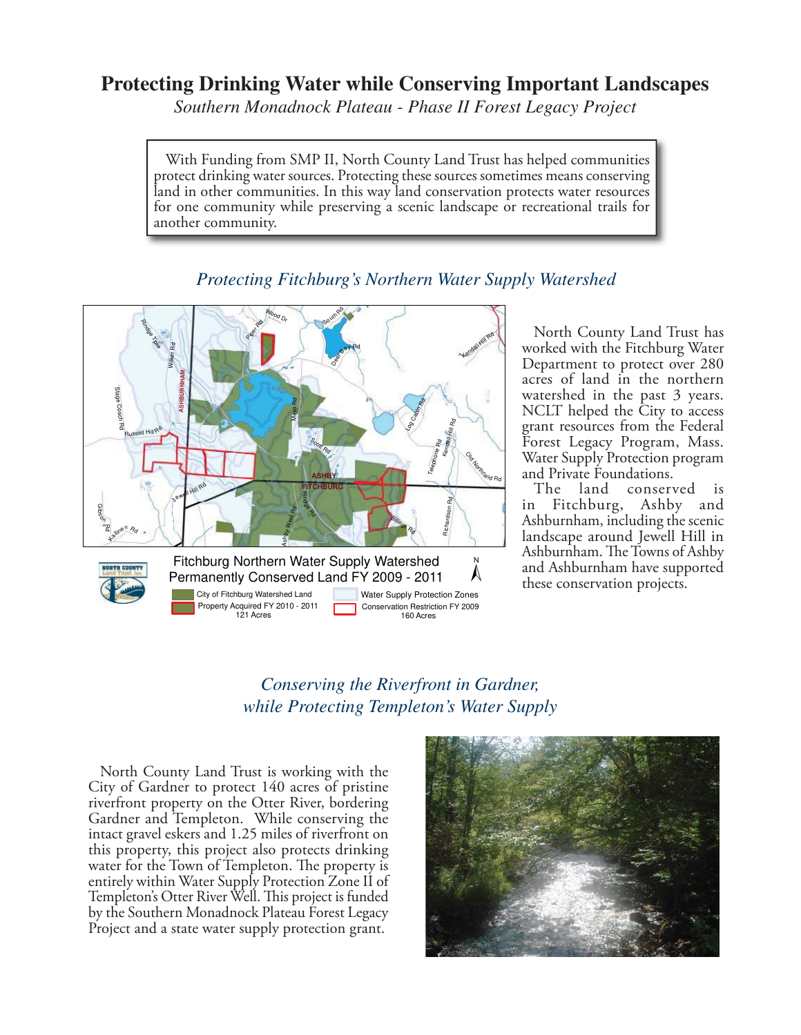# Protecting Drinking Water while Conserving Important Landscapes

*Southern Monadnock Plateau - Phase II Forest Legacy Project*

With Funding from SMP II, North County Land Trust has helped communities protect drinking water sources. Protecting these sources sometimes means conserving land in other communities. In this way land conservation protects water resources for one community while preserving a scenic landscape or recreational trails for another community.

## *Protecting Fitchburg's Northern Water Supply Watershed*

Fitchburg Northern Water Supply Watershed
Permanently Conserved Land FY 2009 - 2011

- City of Fitchburg Watershed Land
- Property Acquired FY 2010 - 2011 121 Acres
- Water Supply Protection Zones
- Conservation Restriction FY 2009 160 Acres

North County Land Trust has worked with the Fitchburg Water Department to protect over 280 acres of land in the northern watershed in the past 3 years. NCLT helped the City to access grant resources from the Federal Forest Legacy Program, Mass. Water Supply Protection program and Private Foundations.

The land conserved is in Fitchburg, Ashby and Ashburnham, including the scenic landscape around Jewell Hill in Ashburnham. The Towns of Ashby and Ashburnham have supported these conservation projects.

## *Conserving the Riverfront in Gardner, while Protecting Templeton's Water Supply*

North County Land Trust is working with the City of Gardner to protect 140 acres of pristine riverfront property on the Otter River, bordering Gardner and Templeton. While conserving the intact gravel eskers and 1.25 miles of riverfront on this property, this project also protects drinking water for the Town of Templeton. The property is entirely within Water Supply Protection Zone II of Templeton's Otter River Well. This project is funded by the Southern Monadnock Plateau Forest Legacy Project and a state water supply protection grant.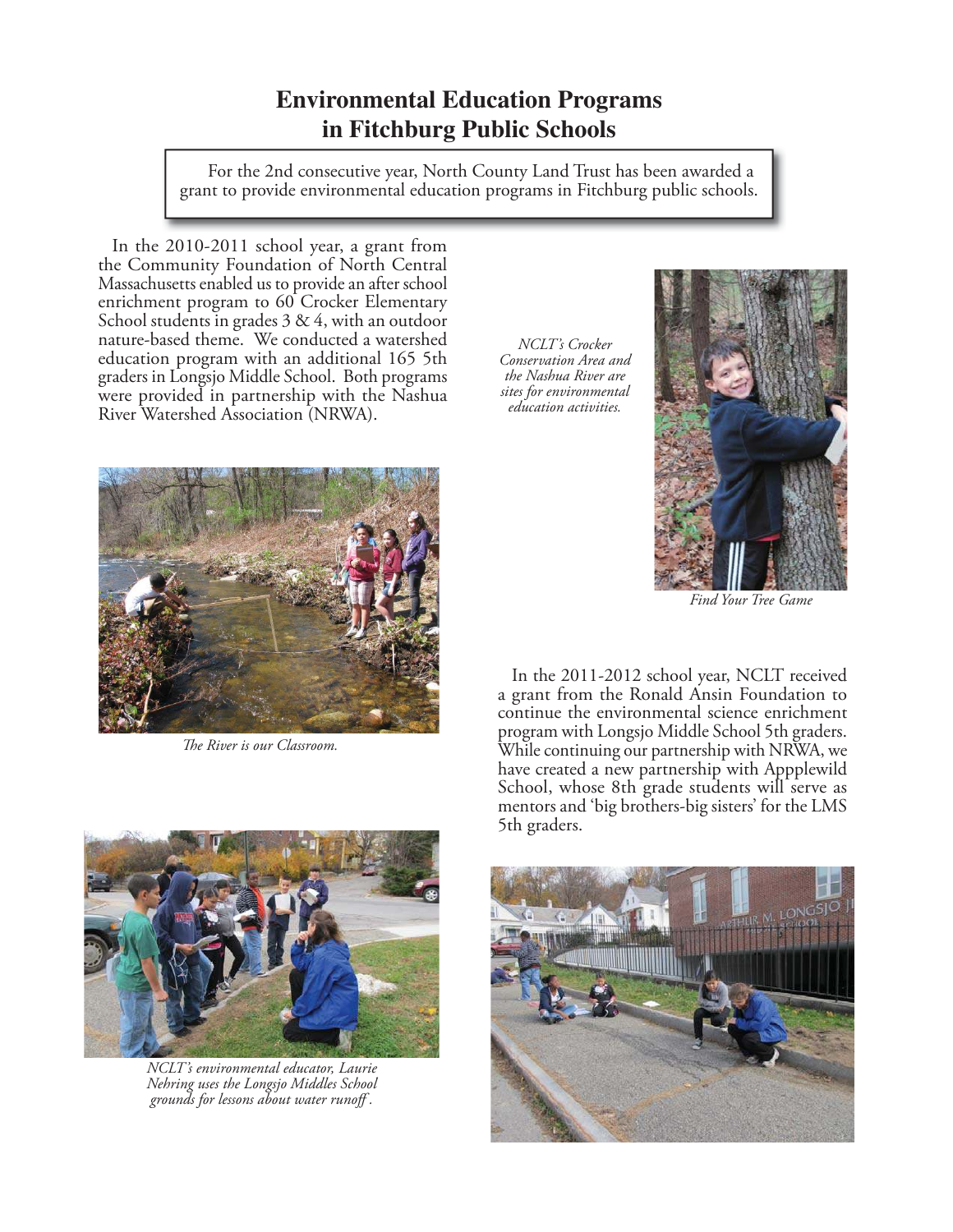# Environmental Education Programs in Fitchburg Public Schools

For the 2nd consecutive year, North County Land Trust has been awarded a grant to provide environmental education programs in Fitchburg public schools.

In the 2010-2011 school year, a grant from the Community Foundation of North Central Massachusetts enabled us to provide an after school enrichment program to 60 Crocker Elementary School students in grades 3 & 4, with an outdoor nature-based theme. We conducted a watershed education program with an additional 165 5th graders in Longsjo Middle School. Both programs were provided in partnership with the Nashua River Watershed Association (NRWA).

*NCLT's Crocker Conservation Area and the Nashua River are sites for environmental education activities.*

*Find Your Tree Game*

*The River is our Classroom.*

In the 2011-2012 school year, NCLT received a grant from the Ronald Ansin Foundation to continue the environmental science enrichment program with Longsjo Middle School 5th graders. While continuing our partnership with NRWA, we have created a new partnership with Appplewild School, whose 8th grade students will serve as mentors and 'big brothers-big sisters' for the LMS 5th graders.

*NCLT's environmental educator, Laurie Nehring uses the Longsjo Middles School grounds for lessons about water runoff.*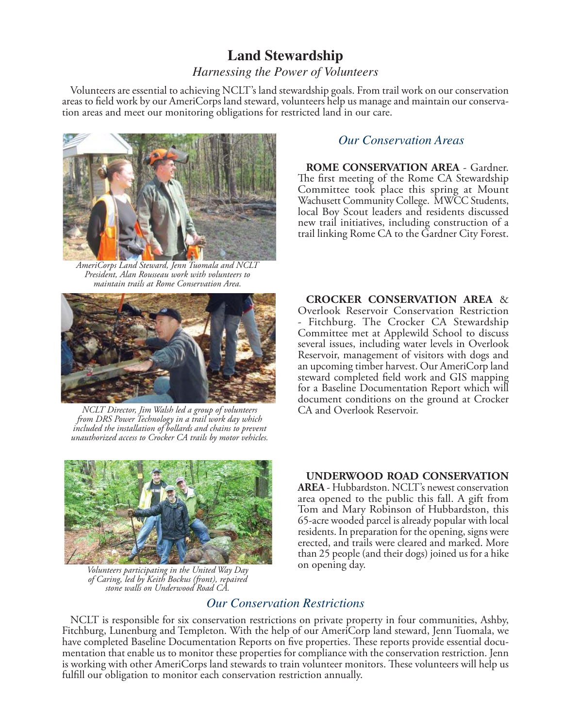# Land Stewardship

*Harnessing the Power of Volunteers*

Volunteers are essential to achieving NCLT's land stewardship goals. From trail work on our conservation areas to field work by our AmeriCorps land steward, volunteers help us manage and maintain our conservation areas and meet our monitoring obligations for restricted land in our care.

*AmeriCorps Land Steward, Jenn Tuomala and NCLT President, Alan Rousseau work with volunteers to maintain trails at Rome Conservation Area.*

## *Our Conservation Areas*

**ROME CONSERVATION AREA** - Gardner. The first meeting of the Rome CA Stewardship Committee took place this spring at Mount Wachusett Community College. MWCC Students, local Boy Scout leaders and residents discussed new trail initiatives, including construction of a trail linking Rome CA to the Gardner City Forest.

*NCLT Director, Jim Walsh led a group of volunteers from DRS Power Technology in a trail work day which included the installation of bollards and chains to prevent unauthorized access to Crocker CA trails by motor vehicles.*

**CROCKER CONSERVATION AREA** & Overlook Reservoir Conservation Restriction - Fitchburg. The Crocker CA Stewardship Committee met at Applewild School to discuss several issues, including water levels in Overlook Reservoir, management of visitors with dogs and an upcoming timber harvest. Our AmeriCorp land steward completed field work and GIS mapping for a Baseline Documentation Report which will document conditions on the ground at Crocker CA and Overlook Reservoir.

*Volunteers participating in the United Way Day of Caring, led by Keith Bockus (front), repaired stone walls on Underwood Road CA.*

**UNDERWOOD ROAD CONSERVATION AREA** - Hubbardston. NCLT's newest conservation area opened to the public this fall. A gift from Tom and Mary Robinson of Hubbardston, this 65-acre wooded parcel is already popular with local residents. In preparation for the opening, signs were erected, and trails were cleared and marked. More than 25 people (and their dogs) joined us for a hike on opening day.

## *Our Conservation Restrictions*

NCLT is responsible for six conservation restrictions on private property in four communities, Ashby, Fitchburg, Lunenburg and Templeton. With the help of our AmeriCorp land steward, Jenn Tuomala, we have completed Baseline Documentation Reports on five properties. These reports provide essential documentation that enable us to monitor these properties for compliance with the conservation restriction. Jenn is working with other AmeriCorps land stewards to train volunteer monitors. These volunteers will help us fulfill our obligation to monitor each conservation restriction annually.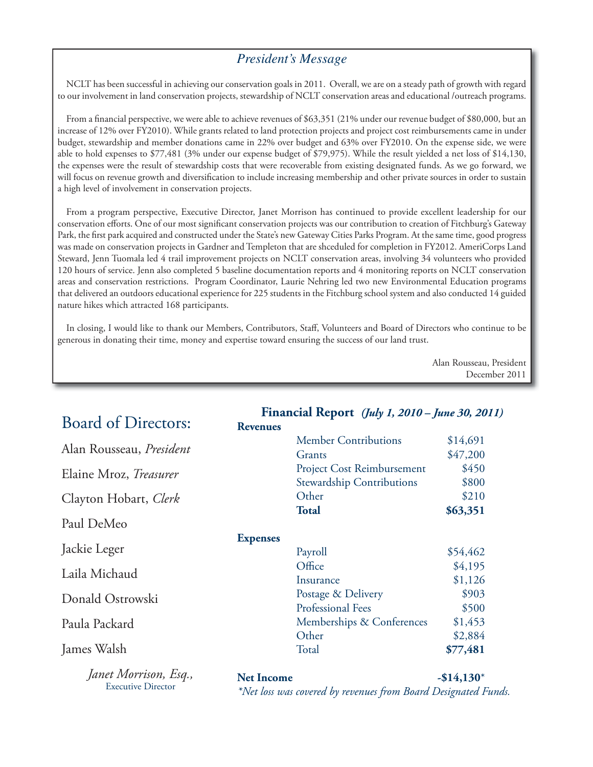## *President's Message*

NCLT has been successful in achieving our conservation goals in 2011. Overall, we are on a steady path of growth with regard to our involvement in land conservation projects, stewardship of NCLT conservation areas and educational /outreach programs.

From a financial perspective, we were able to achieve revenues of $63,351 (21% under our revenue budget of $80,000, but an increase of 12% over FY2010). While grants related to land protection projects and project cost reimbursements came in under budget, stewardship and member donations came in 22% over budget and 63% over FY2010. On the expense side, we were able to hold expenses to $77,481 (3% under our expense budget of $79,975). While the result yielded a net loss of $14,130, the expenses were the result of stewardship costs that were recoverable from existing designated funds. As we go forward, we will focus on revenue growth and diversification to include increasing membership and other private sources in order to sustain a high level of involvement in conservation projects.

From a program perspective, Executive Director, Janet Morrison has continued to provide excellent leadership for our conservation efforts. One of our most significant conservation projects was our contribution to creation of Fitchburg's Gateway Park, the first park acquired and constructed under the State's new Gateway Cities Parks Program. At the same time, good progress was made on conservation projects in Gardner and Templeton that are shceduled for completion in FY2012. AmeriCorps Land Steward, Jenn Tuomala led 4 trail improvement projects on NCLT conservation areas, involving 34 volunteers who provided 120 hours of service. Jenn also completed 5 baseline documentation reports and 4 monitoring reports on NCLT conservation areas and conservation restrictions. Program Coordinator, Laurie Nehring led two new Environmental Education programs that delivered an outdoors educational experience for 225 students in the Fitchburg school system and also conducted 14 guided nature hikes which attracted 168 participants.

In closing, I would like to thank our Members, Contributors, Staff, Volunteers and Board of Directors who continue to be generous in donating their time, money and expertise toward ensuring the success of our land trust.

Alan Rousseau, President
December 2011

## Board of Directors:

Alan Rousseau, *President*

Elaine Mroz, *Treasurer*

Clayton Hobart, *Clerk*

Paul DeMeo

Jackie Leger

Laila Michaud

Donald Ostrowski

Paula Packard

James Walsh

*Janet Morrison, Esq.,*
Executive Director

## Financial Report *(July 1, 2010 – June 30, 2011)*

| | | |
|---|---|---|
| **Revenues** | | |
| | Member Contributions | $14,691 |
| | Grants | $47,200 |
| | Project Cost Reimbursement | $450 |
| | Stewardship Contributions | $800 |
| | Other | $210 |
| | **Total** | **$63,351** |
| **Expenses** | | |
| | Payroll | $54,462 |
| | Office | $4,195 |
| | Insurance | $1,126 |
| | Postage & Delivery | $903 |
| | Professional Fees | $500 |
| | Memberships & Conferences | $1,453 |
| | Other | $2,884 |
| | Total | **$77,481** |
| **Net Income** | | **-$14,130*** |

*\*Net loss was covered by revenues from Board Designated Funds.*